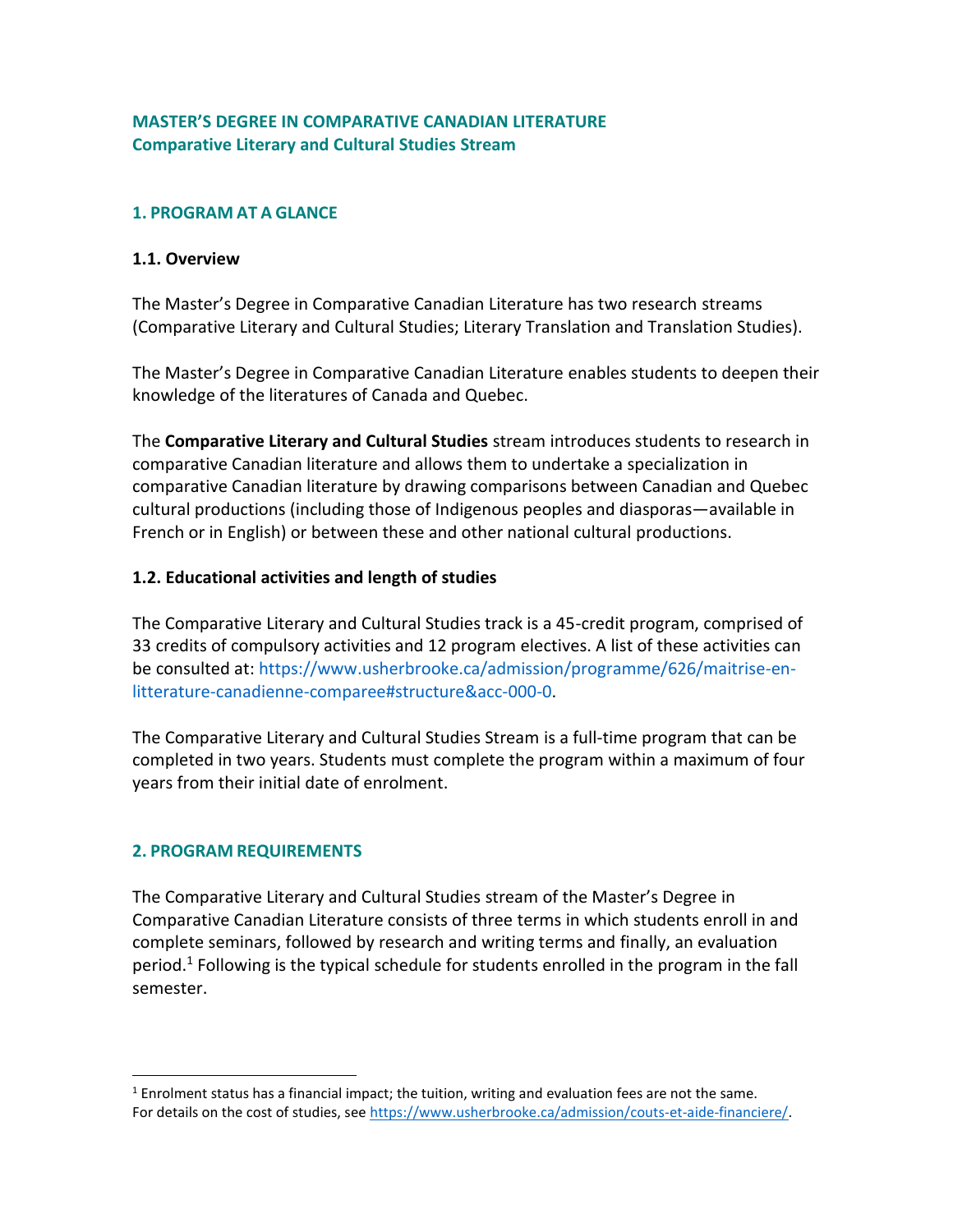# MASTER'S DEGREE IN COMPARATIVE CANADIAN LITERATURE
## Comparative Literary and Cultural Studies Stream

## 1. PROGRAM AT A GLANCE

### 1.1. Overview

The Master's Degree in Comparative Canadian Literature has two research streams (Comparative Literary and Cultural Studies; Literary Translation and Translation Studies).

The Master's Degree in Comparative Canadian Literature enables students to deepen their knowledge of the literatures of Canada and Quebec.

The **Comparative Literary and Cultural Studies** stream introduces students to research in comparative Canadian literature and allows them to undertake a specialization in comparative Canadian literature by drawing comparisons between Canadian and Quebec cultural productions (including those of Indigenous peoples and diasporas—available in French or in English) or between these and other national cultural productions.

### 1.2. Educational activities and length of studies

The Comparative Literary and Cultural Studies track is a 45-credit program, comprised of 33 credits of compulsory activities and 12 program electives. A list of these activities can be consulted at: https://www.usherbrooke.ca/admission/programme/626/maitrise-en-litterature-canadienne-comparee#structure&acc-000-0.

The Comparative Literary and Cultural Studies Stream is a full-time program that can be completed in two years. Students must complete the program within a maximum of four years from their initial date of enrolment.

## 2. PROGRAM REQUIREMENTS

The Comparative Literary and Cultural Studies stream of the Master's Degree in Comparative Canadian Literature consists of three terms in which students enroll in and complete seminars, followed by research and writing terms and finally, an evaluation period.[1] Following is the typical schedule for students enrolled in the program in the fall semester.

---

[1] Enrolment status has a financial impact; the tuition, writing and evaluation fees are not the same. For details on the cost of studies, see https://www.usherbrooke.ca/admission/couts-et-aide-financiere/.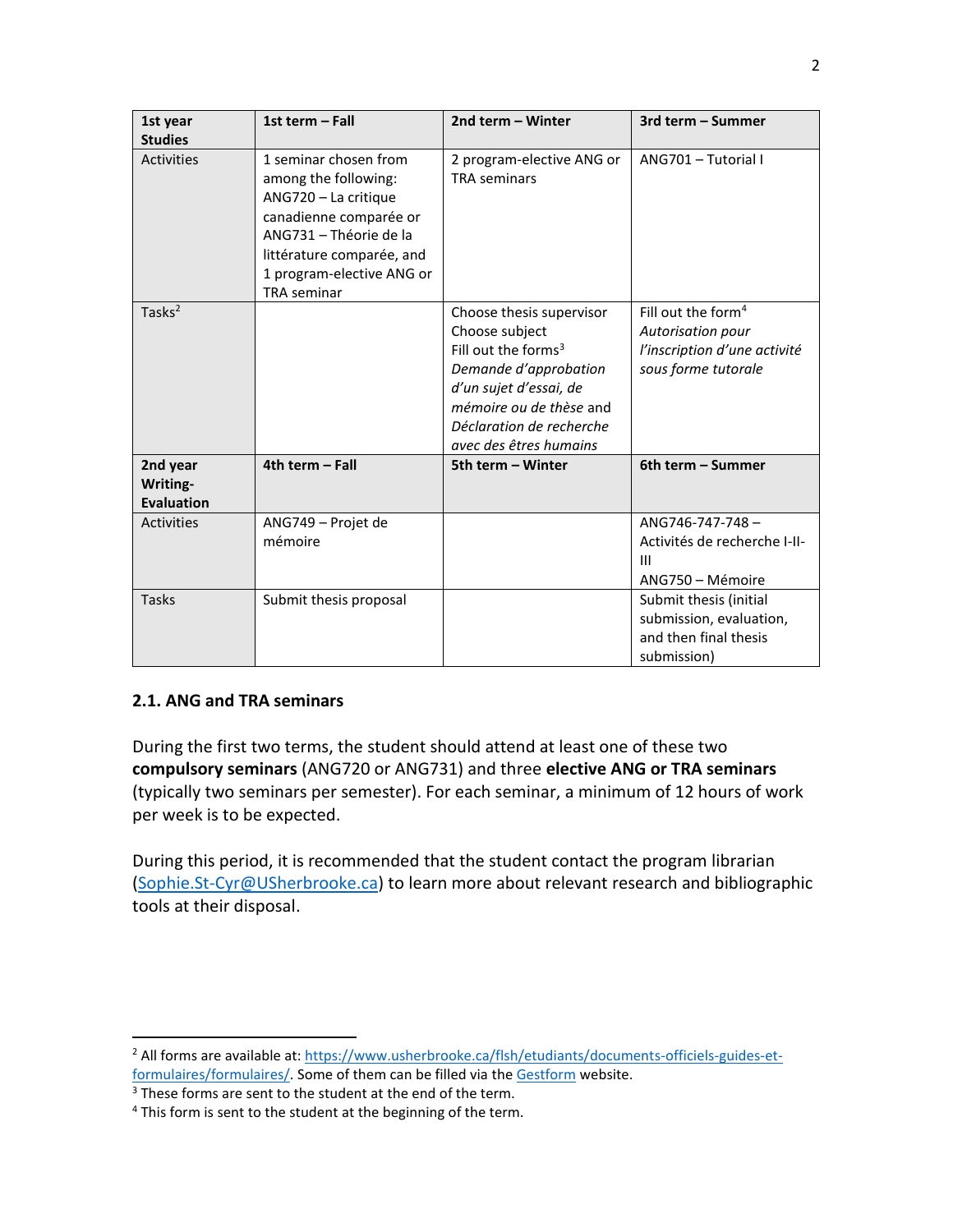| 1st year Studies | 1st term – Fall | 2nd term – Winter | 3rd term – Summer |
|---|---|---|---|
| Activities | 1 seminar chosen from among the following: ANG720 – La critique canadienne comparée or ANG731 – Théorie de la littérature comparée, and 1 program-elective ANG or TRA seminar | 2 program-elective ANG or TRA seminars | ANG701 – Tutorial I |
| Tasks[2] | | Choose thesis supervisor<br>Choose subject<br>Fill out the forms[3] *Demande d'approbation d'un sujet d'essai, de mémoire ou de thèse* and *Déclaration de recherche avec des êtres humains* | Fill out the form[4] *Autorisation pour l'inscription d'une activité sous forme tutorale* |
| **2nd year Writing-Evaluation** | **4th term – Fall** | **5th term – Winter** | **6th term – Summer** |
| Activities | ANG749 – Projet de mémoire | | ANG746-747-748 – Activités de recherche I-II-III<br>ANG750 – Mémoire |
| Tasks | Submit thesis proposal | | Submit thesis (initial submission, evaluation, and then final thesis submission) |

### 2.1. ANG and TRA seminars

During the first two terms, the student should attend at least one of these two **compulsory seminars** (ANG720 or ANG731) and three **elective ANG or TRA seminars** (typically two seminars per semester). For each seminar, a minimum of 12 hours of work per week is to be expected.

During this period, it is recommended that the student contact the program librarian (Sophie.St-Cyr@USherbrooke.ca) to learn more about relevant research and bibliographic tools at their disposal.

---

[2] All forms are available at: https://www.usherbrooke.ca/flsh/etudiants/documents-officiels-guides-et-formulaires/formulaires/. Some of them can be filled via the Gestform website.

[3] These forms are sent to the student at the end of the term.

[4] This form is sent to the student at the beginning of the term.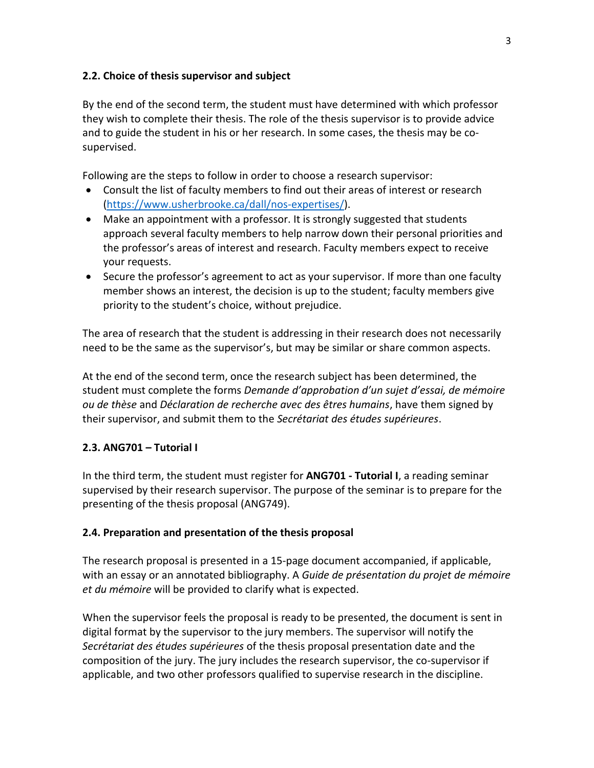### 2.2. Choice of thesis supervisor and subject

By the end of the second term, the student must have determined with which professor they wish to complete their thesis. The role of the thesis supervisor is to provide advice and to guide the student in his or her research. In some cases, the thesis may be co-supervised.

Following are the steps to follow in order to choose a research supervisor:

- Consult the list of faculty members to find out their areas of interest or research (https://www.usherbrooke.ca/dall/nos-expertises/).
- Make an appointment with a professor. It is strongly suggested that students approach several faculty members to help narrow down their personal priorities and the professor's areas of interest and research. Faculty members expect to receive your requests.
- Secure the professor's agreement to act as your supervisor. If more than one faculty member shows an interest, the decision is up to the student; faculty members give priority to the student's choice, without prejudice.

The area of research that the student is addressing in their research does not necessarily need to be the same as the supervisor's, but may be similar or share common aspects.

At the end of the second term, once the research subject has been determined, the student must complete the forms *Demande d'approbation d'un sujet d'essai, de mémoire ou de thèse* and *Déclaration de recherche avec des êtres humains*, have them signed by their supervisor, and submit them to the *Secrétariat des études supérieures*.

### 2.3. ANG701 – Tutorial I

In the third term, the student must register for **ANG701 - Tutorial I**, a reading seminar supervised by their research supervisor. The purpose of the seminar is to prepare for the presenting of the thesis proposal (ANG749).

### 2.4. Preparation and presentation of the thesis proposal

The research proposal is presented in a 15-page document accompanied, if applicable, with an essay or an annotated bibliography. A *Guide de présentation du projet de mémoire et du mémoire* will be provided to clarify what is expected.

When the supervisor feels the proposal is ready to be presented, the document is sent in digital format by the supervisor to the jury members. The supervisor will notify the *Secrétariat des études supérieures* of the thesis proposal presentation date and the composition of the jury. The jury includes the research supervisor, the co-supervisor if applicable, and two other professors qualified to supervise research in the discipline.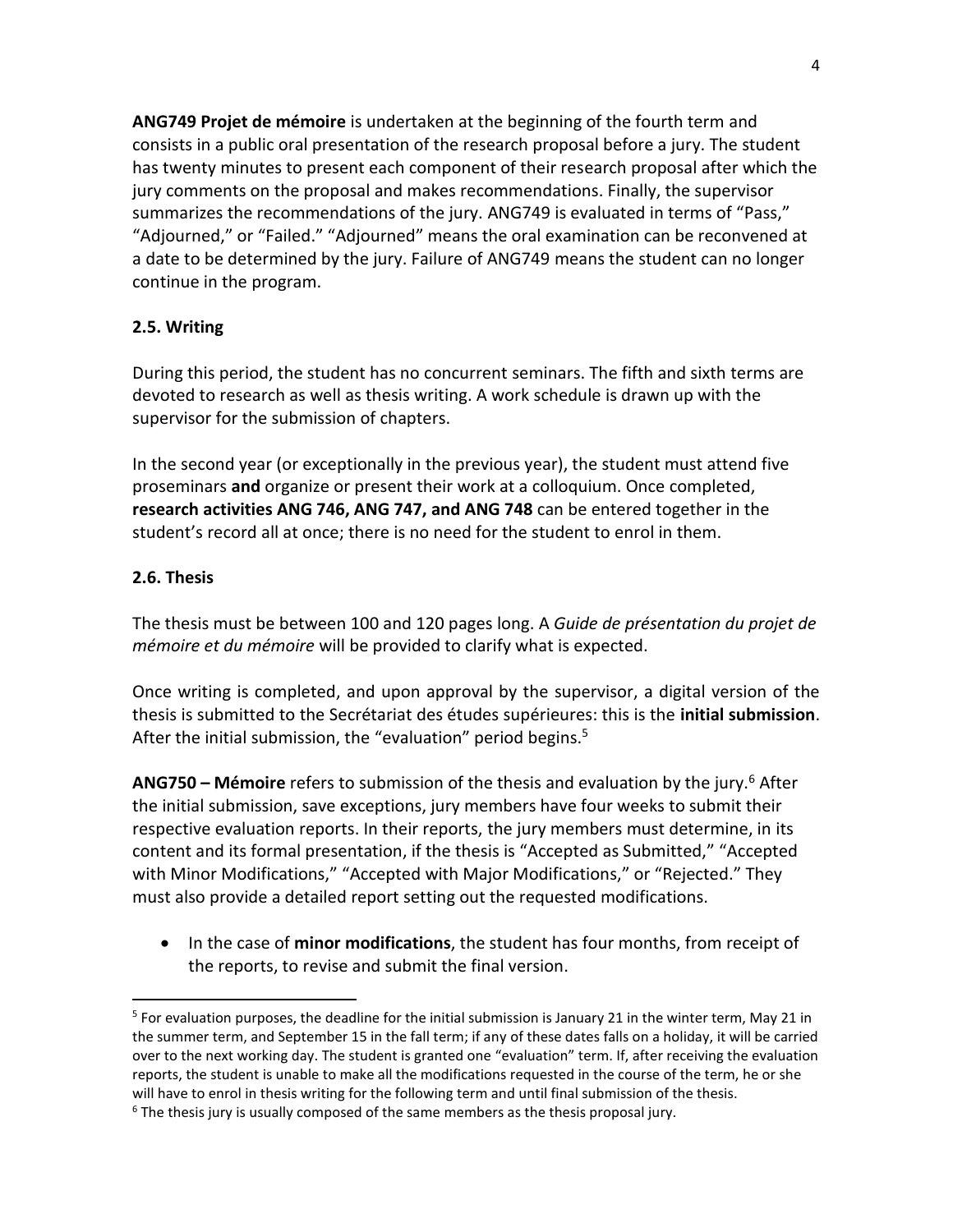**ANG749 Projet de mémoire** is undertaken at the beginning of the fourth term and consists in a public oral presentation of the research proposal before a jury. The student has twenty minutes to present each component of their research proposal after which the jury comments on the proposal and makes recommendations. Finally, the supervisor summarizes the recommendations of the jury. ANG749 is evaluated in terms of "Pass," "Adjourned," or "Failed." "Adjourned" means the oral examination can be reconvened at a date to be determined by the jury. Failure of ANG749 means the student can no longer continue in the program.

### 2.5. Writing

During this period, the student has no concurrent seminars. The fifth and sixth terms are devoted to research as well as thesis writing. A work schedule is drawn up with the supervisor for the submission of chapters.

In the second year (or exceptionally in the previous year), the student must attend five proseminars **and** organize or present their work at a colloquium. Once completed, **research activities ANG 746, ANG 747, and ANG 748** can be entered together in the student's record all at once; there is no need for the student to enrol in them.

### 2.6. Thesis

The thesis must be between 100 and 120 pages long. A *Guide de présentation du projet de mémoire et du mémoire* will be provided to clarify what is expected.

Once writing is completed, and upon approval by the supervisor, a digital version of the thesis is submitted to the Secrétariat des études supérieures: this is the **initial submission**. After the initial submission, the "evaluation" period begins.[5]

**ANG750 – Mémoire** refers to submission of the thesis and evaluation by the jury.[6] After the initial submission, save exceptions, jury members have four weeks to submit their respective evaluation reports. In their reports, the jury members must determine, in its content and its formal presentation, if the thesis is "Accepted as Submitted," "Accepted with Minor Modifications," "Accepted with Major Modifications," or "Rejected." They must also provide a detailed report setting out the requested modifications.

- In the case of **minor modifications**, the student has four months, from receipt of the reports, to revise and submit the final version.

---

[5] For evaluation purposes, the deadline for the initial submission is January 21 in the winter term, May 21 in the summer term, and September 15 in the fall term; if any of these dates falls on a holiday, it will be carried over to the next working day. The student is granted one "evaluation" term. If, after receiving the evaluation reports, the student is unable to make all the modifications requested in the course of the term, he or she will have to enrol in thesis writing for the following term and until final submission of the thesis.

[6] The thesis jury is usually composed of the same members as the thesis proposal jury.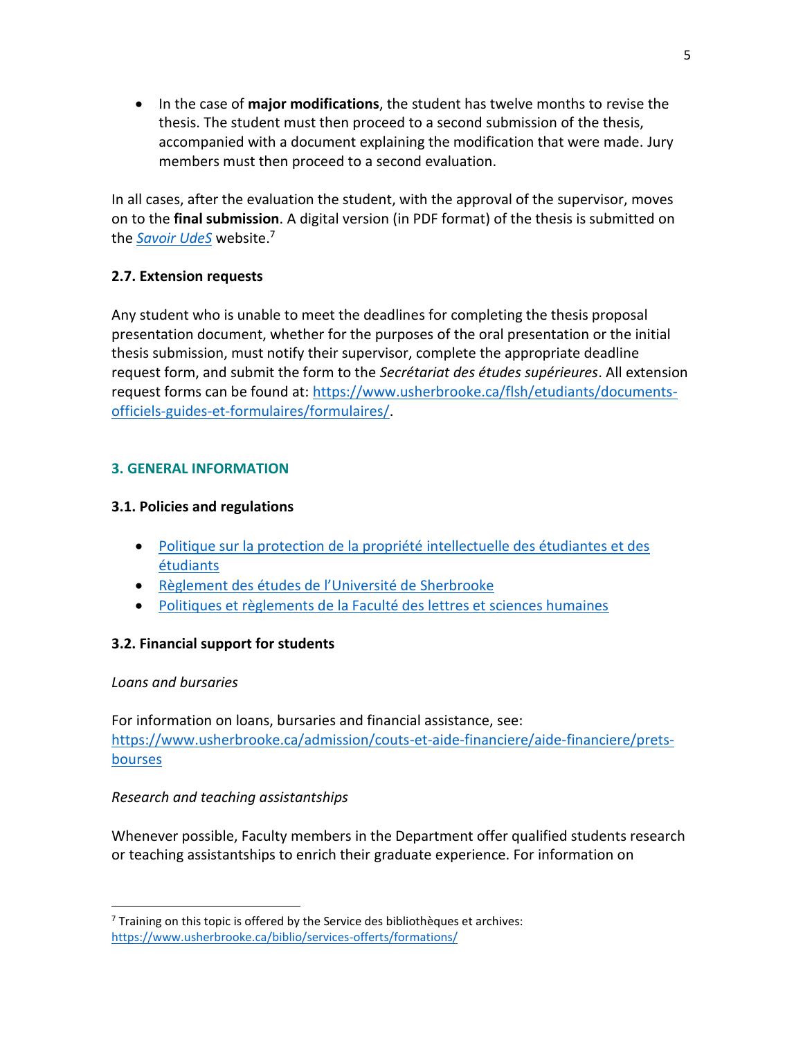- In the case of **major modifications**, the student has twelve months to revise the thesis. The student must then proceed to a second submission of the thesis, accompanied with a document explaining the modification that were made. Jury members must then proceed to a second evaluation.

In all cases, after the evaluation the student, with the approval of the supervisor, moves on to the **final submission**. A digital version (in PDF format) of the thesis is submitted on the *Savoir UdeS* website.[7]

### 2.7. Extension requests

Any student who is unable to meet the deadlines for completing the thesis proposal presentation document, whether for the purposes of the oral presentation or the initial thesis submission, must notify their supervisor, complete the appropriate deadline request form, and submit the form to the *Secrétariat des études supérieures*. All extension request forms can be found at: https://www.usherbrooke.ca/flsh/etudiants/documents-officiels-guides-et-formulaires/formulaires/.

## 3. GENERAL INFORMATION

### 3.1. Policies and regulations

- Politique sur la protection de la propriété intellectuelle des étudiantes et des étudiants
- Règlement des études de l'Université de Sherbrooke
- Politiques et règlements de la Faculté des lettres et sciences humaines

### 3.2. Financial support for students

*Loans and bursaries*

For information on loans, bursaries and financial assistance, see: https://www.usherbrooke.ca/admission/couts-et-aide-financiere/aide-financiere/prets-bourses

*Research and teaching assistantships*

Whenever possible, Faculty members in the Department offer qualified students research or teaching assistantships to enrich their graduate experience. For information on

[7] Training on this topic is offered by the Service des bibliothèques et archives: https://www.usherbrooke.ca/biblio/services-offerts/formations/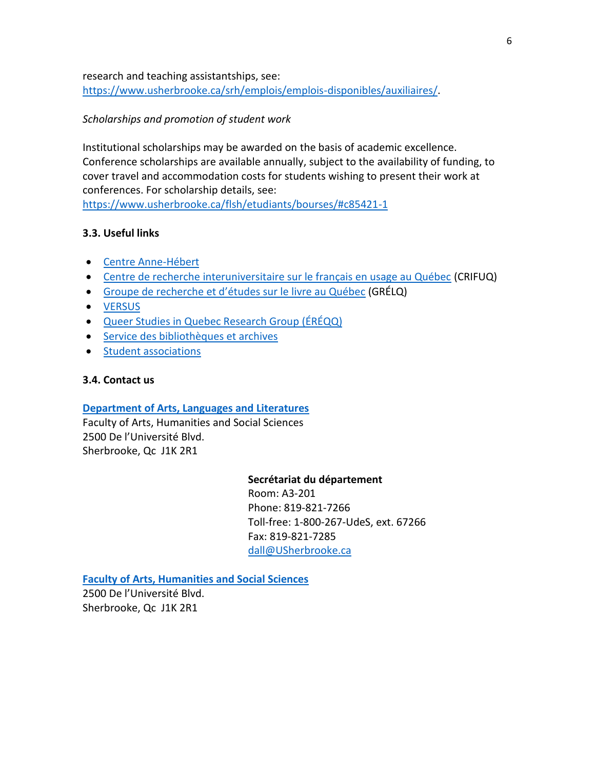research and teaching assistantships, see: https://www.usherbrooke.ca/srh/emplois/emplois-disponibles/auxiliaires/.

*Scholarships and promotion of student work*

Institutional scholarships may be awarded on the basis of academic excellence. Conference scholarships are available annually, subject to the availability of funding, to cover travel and accommodation costs for students wishing to present their work at conferences. For scholarship details, see: https://www.usherbrooke.ca/flsh/etudiants/bourses/#c85421-1

### 3.3. Useful links

- Centre Anne-Hébert
- Centre de recherche interuniversitaire sur le français en usage au Québec (CRIFUQ)
- Groupe de recherche et d'études sur le livre au Québec (GRÉLQ)
- VERSUS
- Queer Studies in Quebec Research Group (ÉRÉQQ)
- Service des bibliothèques et archives
- Student associations

### 3.4. Contact us

**Department of Arts, Languages and Literatures**
Faculty of Arts, Humanities and Social Sciences
2500 De l'Université Blvd.
Sherbrooke, Qc J1K 2R1

**Secrétariat du département**
Room: A3-201
Phone: 819-821-7266
Toll-free: 1-800-267-UdeS, ext. 67266
Fax: 819-821-7285
dall@USherbrooke.ca

**Faculty of Arts, Humanities and Social Sciences**
2500 De l'Université Blvd.
Sherbrooke, Qc J1K 2R1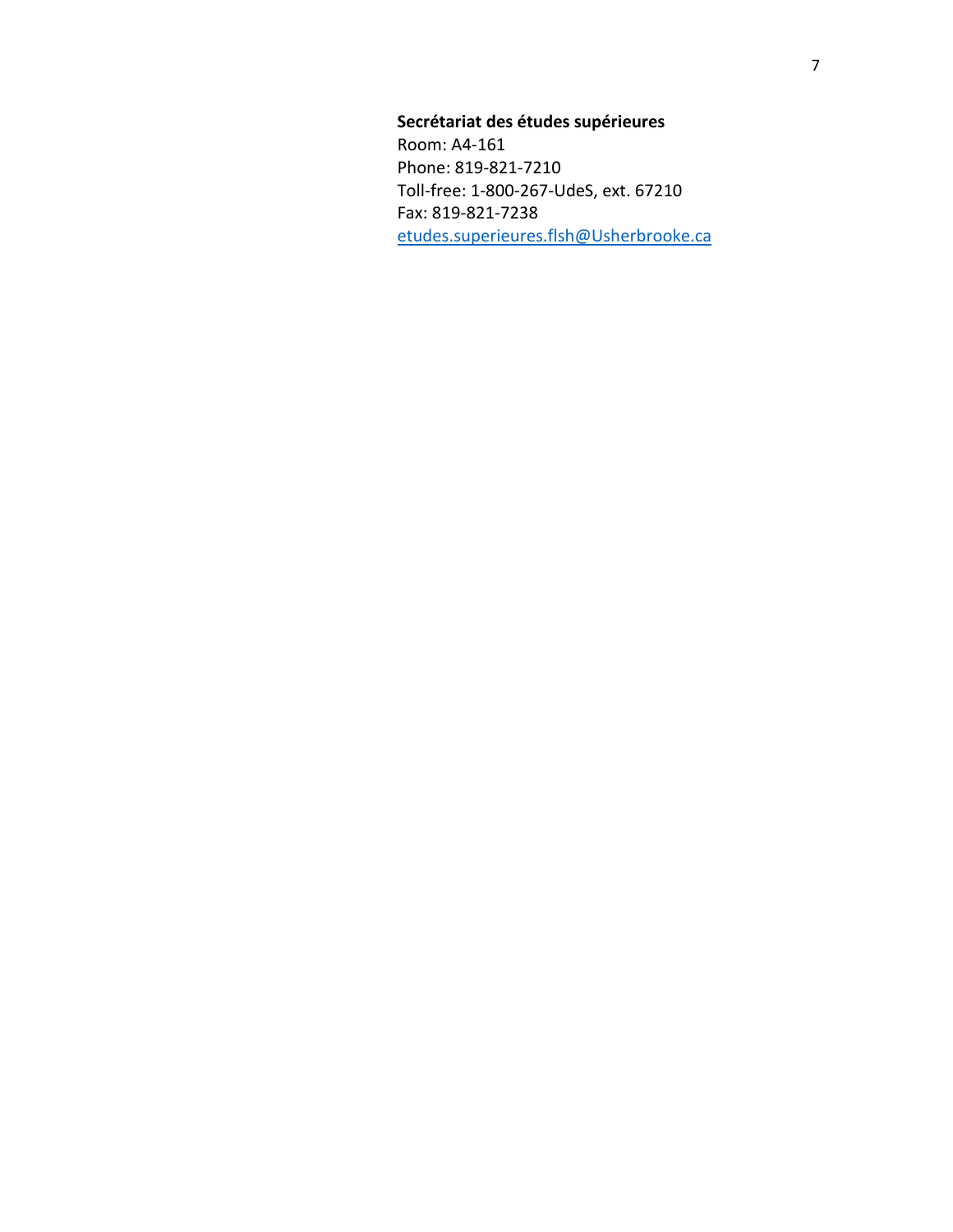**Secrétariat des études supérieures**
Room: A4-161
Phone: 819-821-7210
Toll-free: 1-800-267-UdeS, ext. 67210
Fax: 819-821-7238
etudes.superieures.flsh@Usherbrooke.ca